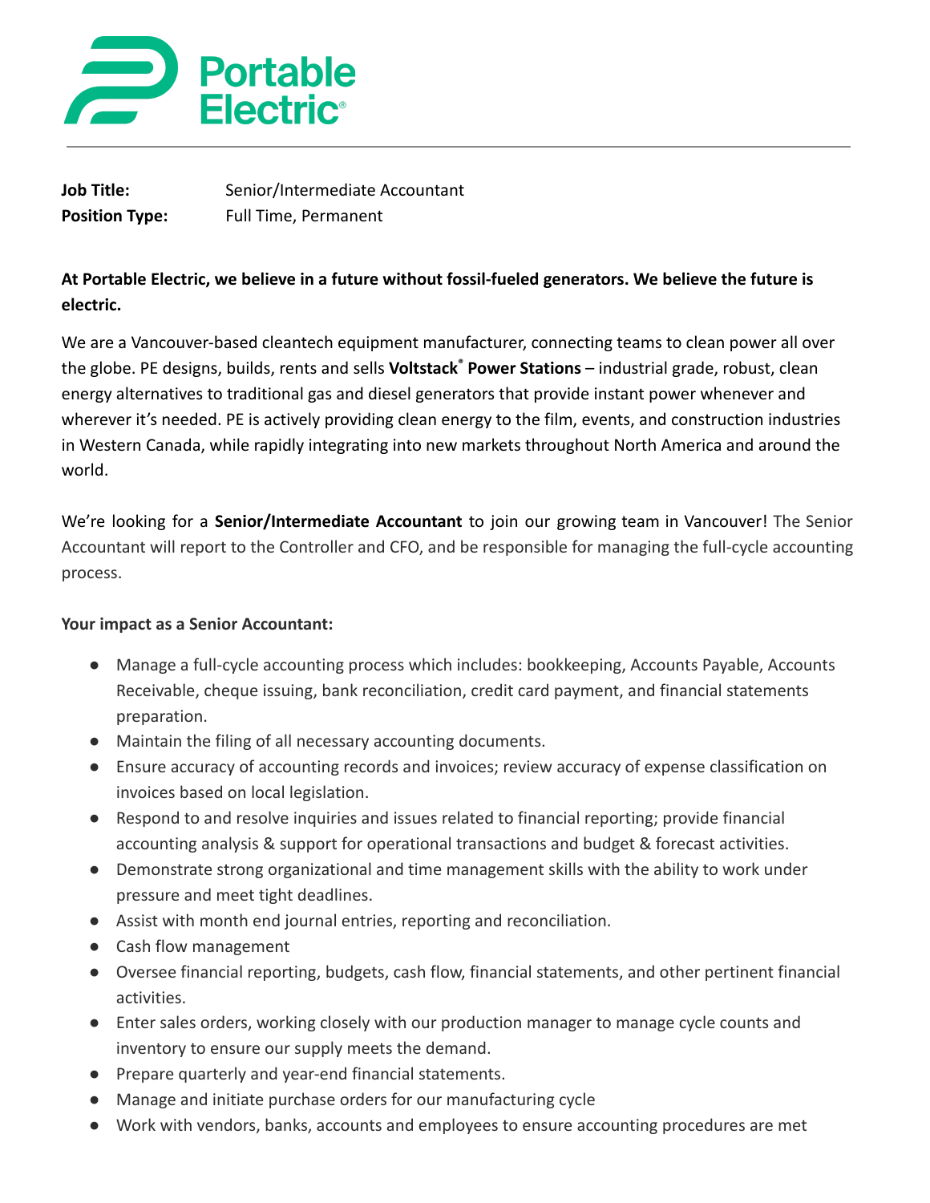# Portable Electric®

**Job Title:** Senior/Intermediate Accountant
**Position Type:** Full Time, Permanent

**At Portable Electric, we believe in a future without fossil-fueled generators. We believe the future is electric.**

We are a Vancouver-based cleantech equipment manufacturer, connecting teams to clean power all over the globe. PE designs, builds, rents and sells **Voltstack® Power Stations** – industrial grade, robust, clean energy alternatives to traditional gas and diesel generators that provide instant power whenever and wherever it's needed. PE is actively providing clean energy to the film, events, and construction industries in Western Canada, while rapidly integrating into new markets throughout North America and around the world.

We're looking for a **Senior/Intermediate Accountant** to join our growing team in Vancouver! The Senior Accountant will report to the Controller and CFO, and be responsible for managing the full-cycle accounting process.

**Your impact as a Senior Accountant:**

- Manage a full-cycle accounting process which includes: bookkeeping, Accounts Payable, Accounts Receivable, cheque issuing, bank reconciliation, credit card payment, and financial statements preparation.
- Maintain the filing of all necessary accounting documents.
- Ensure accuracy of accounting records and invoices; review accuracy of expense classification on invoices based on local legislation.
- Respond to and resolve inquiries and issues related to financial reporting; provide financial accounting analysis & support for operational transactions and budget & forecast activities.
- Demonstrate strong organizational and time management skills with the ability to work under pressure and meet tight deadlines.
- Assist with month end journal entries, reporting and reconciliation.
- Cash flow management
- Oversee financial reporting, budgets, cash flow, financial statements, and other pertinent financial activities.
- Enter sales orders, working closely with our production manager to manage cycle counts and inventory to ensure our supply meets the demand.
- Prepare quarterly and year-end financial statements.
- Manage and initiate purchase orders for our manufacturing cycle
- Work with vendors, banks, accounts and employees to ensure accounting procedures are met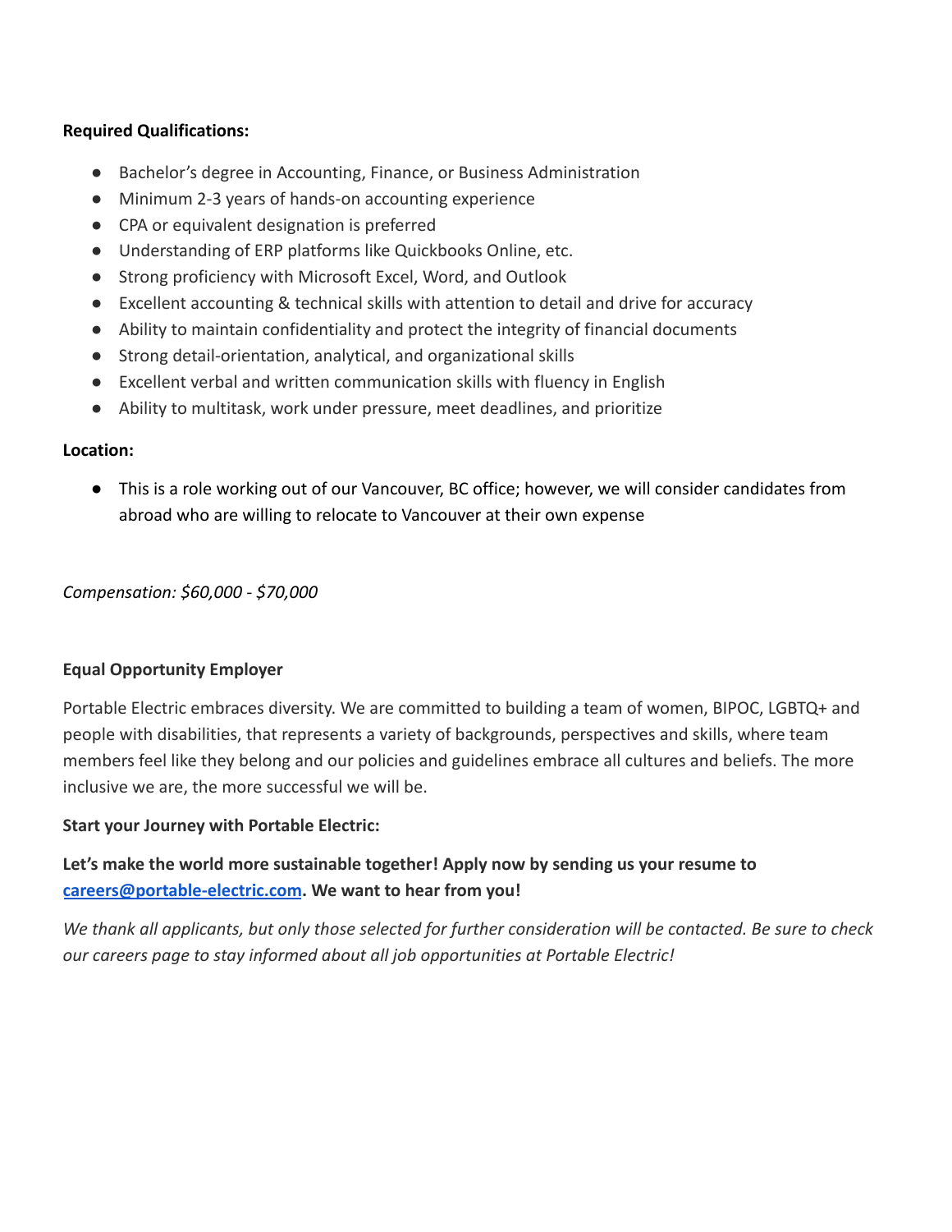**Required Qualifications:**

- Bachelor's degree in Accounting, Finance, or Business Administration
- Minimum 2-3 years of hands-on accounting experience
- CPA or equivalent designation is preferred
- Understanding of ERP platforms like Quickbooks Online, etc.
- Strong proficiency with Microsoft Excel, Word, and Outlook
- Excellent accounting & technical skills with attention to detail and drive for accuracy
- Ability to maintain confidentiality and protect the integrity of financial documents
- Strong detail-orientation, analytical, and organizational skills
- Excellent verbal and written communication skills with fluency in English
- Ability to multitask, work under pressure, meet deadlines, and prioritize

**Location:**

- This is a role working out of our Vancouver, BC office; however, we will consider candidates from abroad who are willing to relocate to Vancouver at their own expense

*Compensation: $60,000 - $70,000*

**Equal Opportunity Employer**

Portable Electric embraces diversity. We are committed to building a team of women, BIPOC, LGBTQ+ and people with disabilities, that represents a variety of backgrounds, perspectives and skills, where team members feel like they belong and our policies and guidelines embrace all cultures and beliefs. The more inclusive we are, the more successful we will be.

**Start your Journey with Portable Electric:**

**Let's make the world more sustainable together! Apply now by sending us your resume to [careers@portable-electric.com](mailto:careers@portable-electric.com). We want to hear from you!**

*We thank all applicants, but only those selected for further consideration will be contacted. Be sure to check our careers page to stay informed about all job opportunities at Portable Electric!*